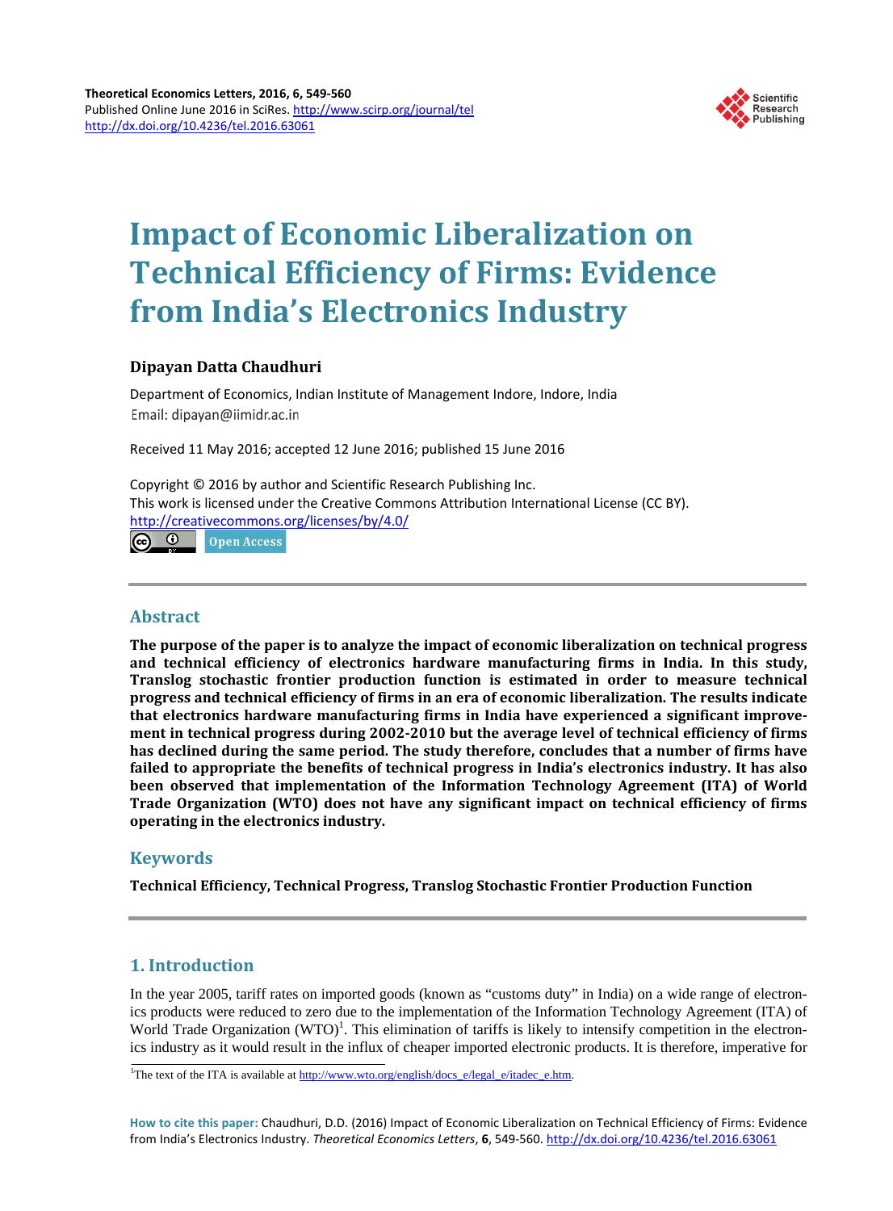# Impact of Economic Liberalization on Technical Efficiency of Firms: Evidence from India's Electronics Industry

**Dipayan Datta Chaudhuri**

Department of Economics, Indian Institute of Management Indore, Indore, India
Email: dipayan@iimidr.ac.in

Received 11 May 2016; accepted 12 June 2016; published 15 June 2016

Copyright © 2016 by author and Scientific Research Publishing Inc.
This work is licensed under the Creative Commons Attribution International License (CC BY).
http://creativecommons.org/licenses/by/4.0/

Open Access

## Abstract

**The purpose of the paper is to analyze the impact of economic liberalization on technical progress and technical efficiency of electronics hardware manufacturing firms in India. In this study, Translog stochastic frontier production function is estimated in order to measure technical progress and technical efficiency of firms in an era of economic liberalization. The results indicate that electronics hardware manufacturing firms in India have experienced a significant improvement in technical progress during 2002-2010 but the average level of technical efficiency of firms has declined during the same period. The study therefore, concludes that a number of firms have failed to appropriate the benefits of technical progress in India's electronics industry. It has also been observed that implementation of the Information Technology Agreement (ITA) of World Trade Organization (WTO) does not have any significant impact on technical efficiency of firms operating in the electronics industry.**

## Keywords

**Technical Efficiency, Technical Progress, Translog Stochastic Frontier Production Function**

## 1. Introduction

In the year 2005, tariff rates on imported goods (known as "customs duty" in India) on a wide range of electronics products were reduced to zero due to the implementation of the Information Technology Agreement (ITA) of World Trade Organization (WTO)[1]. This elimination of tariffs is likely to intensify competition in the electronics industry as it would result in the influx of cheaper imported electronic products. It is therefore, imperative for

[1]The text of the ITA is available at http://www.wto.org/english/docs_e/legal_e/itadec_e.htm.

**How to cite this paper:** Chaudhuri, D.D. (2016) Impact of Economic Liberalization on Technical Efficiency of Firms: Evidence from India's Electronics Industry. *Theoretical Economics Letters*, **6**, 549-560. http://dx.doi.org/10.4236/tel.2016.63061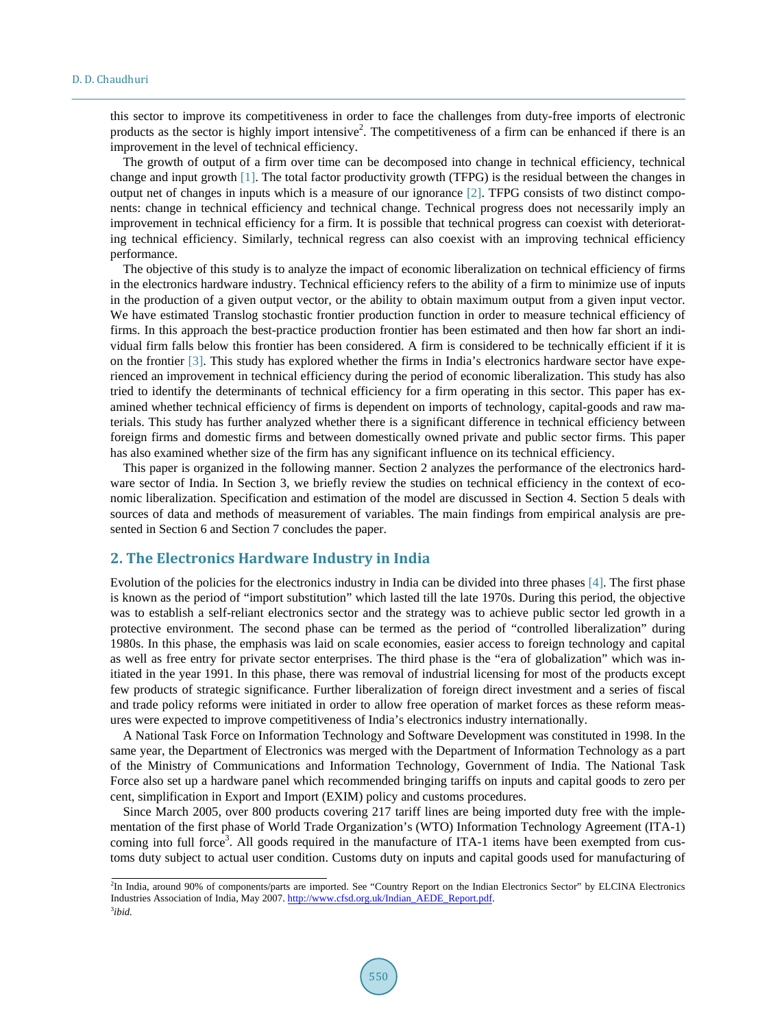this sector to improve its competitiveness in order to face the challenges from duty-free imports of electronic products as the sector is highly import intensive[2]. The competitiveness of a firm can be enhanced if there is an improvement in the level of technical efficiency.

The growth of output of a firm over time can be decomposed into change in technical efficiency, technical change and input growth [1]. The total factor productivity growth (TFPG) is the residual between the changes in output net of changes in inputs which is a measure of our ignorance [2]. TFPG consists of two distinct components: change in technical efficiency and technical change. Technical progress does not necessarily imply an improvement in technical efficiency for a firm. It is possible that technical progress can coexist with deteriorating technical efficiency. Similarly, technical regress can also coexist with an improving technical efficiency performance.

The objective of this study is to analyze the impact of economic liberalization on technical efficiency of firms in the electronics hardware industry. Technical efficiency refers to the ability of a firm to minimize use of inputs in the production of a given output vector, or the ability to obtain maximum output from a given input vector. We have estimated Translog stochastic frontier production function in order to measure technical efficiency of firms. In this approach the best-practice production frontier has been estimated and then how far short an individual firm falls below this frontier has been considered. A firm is considered to be technically efficient if it is on the frontier [3]. This study has explored whether the firms in India's electronics hardware sector have experienced an improvement in technical efficiency during the period of economic liberalization. This study has also tried to identify the determinants of technical efficiency for a firm operating in this sector. This paper has examined whether technical efficiency of firms is dependent on imports of technology, capital-goods and raw materials. This study has further analyzed whether there is a significant difference in technical efficiency between foreign firms and domestic firms and between domestically owned private and public sector firms. This paper has also examined whether size of the firm has any significant influence on its technical efficiency.

This paper is organized in the following manner. Section 2 analyzes the performance of the electronics hardware sector of India. In Section 3, we briefly review the studies on technical efficiency in the context of economic liberalization. Specification and estimation of the model are discussed in Section 4. Section 5 deals with sources of data and methods of measurement of variables. The main findings from empirical analysis are presented in Section 6 and Section 7 concludes the paper.

## 2. The Electronics Hardware Industry in India

Evolution of the policies for the electronics industry in India can be divided into three phases [4]. The first phase is known as the period of "import substitution" which lasted till the late 1970s. During this period, the objective was to establish a self-reliant electronics sector and the strategy was to achieve public sector led growth in a protective environment. The second phase can be termed as the period of "controlled liberalization" during 1980s. In this phase, the emphasis was laid on scale economies, easier access to foreign technology and capital as well as free entry for private sector enterprises. The third phase is the "era of globalization" which was initiated in the year 1991. In this phase, there was removal of industrial licensing for most of the products except few products of strategic significance. Further liberalization of foreign direct investment and a series of fiscal and trade policy reforms were initiated in order to allow free operation of market forces as these reform measures were expected to improve competitiveness of India's electronics industry internationally.

A National Task Force on Information Technology and Software Development was constituted in 1998. In the same year, the Department of Electronics was merged with the Department of Information Technology as a part of the Ministry of Communications and Information Technology, Government of India. The National Task Force also set up a hardware panel which recommended bringing tariffs on inputs and capital goods to zero per cent, simplification in Export and Import (EXIM) policy and customs procedures.

Since March 2005, over 800 products covering 217 tariff lines are being imported duty free with the implementation of the first phase of World Trade Organization's (WTO) Information Technology Agreement (ITA-1) coming into full force[3]. All goods required in the manufacture of ITA-1 items have been exempted from customs duty subject to actual user condition. Customs duty on inputs and capital goods used for manufacturing of

---

[2]In India, around 90% of components/parts are imported. See "Country Report on the Indian Electronics Sector" by ELCINA Electronics Industries Association of India, May 2007. http://www.cfsd.org.uk/Indian_AEDE_Report.pdf.

[3]*ibid.*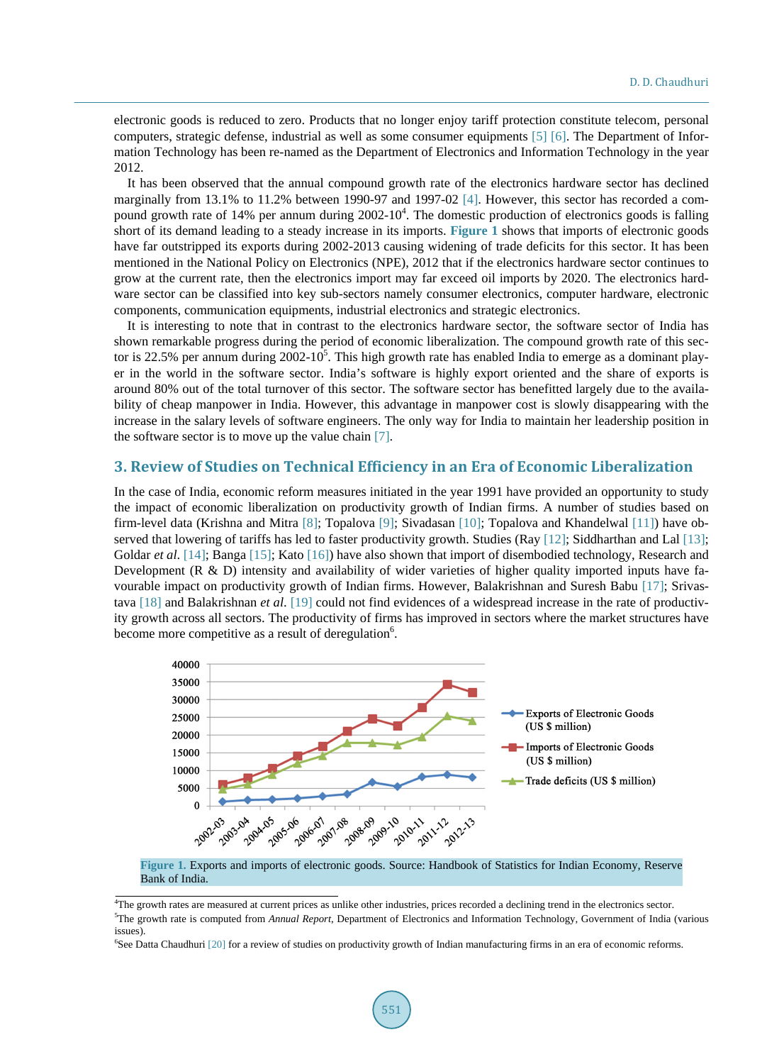electronic goods is reduced to zero. Products that no longer enjoy tariff protection constitute telecom, personal computers, strategic defense, industrial as well as some consumer equipments [5] [6]. The Department of Information Technology has been re-named as the Department of Electronics and Information Technology in the year 2012.

It has been observed that the annual compound growth rate of the electronics hardware sector has declined marginally from 13.1% to 11.2% between 1990-97 and 1997-02 [4]. However, this sector has recorded a compound growth rate of 14% per annum during 2002-10[4]. The domestic production of electronics goods is falling short of its demand leading to a steady increase in its imports. **Figure 1** shows that imports of electronic goods have far outstripped its exports during 2002-2013 causing widening of trade deficits for this sector. It has been mentioned in the National Policy on Electronics (NPE), 2012 that if the electronics hardware sector continues to grow at the current rate, then the electronics import may far exceed oil imports by 2020. The electronics hardware sector can be classified into key sub-sectors namely consumer electronics, computer hardware, electronic components, communication equipments, industrial electronics and strategic electronics.

It is interesting to note that in contrast to the electronics hardware sector, the software sector of India has shown remarkable progress during the period of economic liberalization. The compound growth rate of this sector is 22.5% per annum during 2002-10[5]. This high growth rate has enabled India to emerge as a dominant player in the world in the software sector. India's software is highly export oriented and the share of exports is around 80% out of the total turnover of this sector. The software sector has benefitted largely due to the availability of cheap manpower in India. However, this advantage in manpower cost is slowly disappearing with the increase in the salary levels of software engineers. The only way for India to maintain her leadership position in the software sector is to move up the value chain [7].

## 3. Review of Studies on Technical Efficiency in an Era of Economic Liberalization

In the case of India, economic reform measures initiated in the year 1991 have provided an opportunity to study the impact of economic liberalization on productivity growth of Indian firms. A number of studies based on firm-level data (Krishna and Mitra [8]; Topalova [9]; Sivadasan [10]; Topalova and Khandelwal [11]) have observed that lowering of tariffs has led to faster productivity growth. Studies (Ray [12]; Siddharthan and Lal [13]; Goldar *et al*. [14]; Banga [15]; Kato [16]) have also shown that import of disembodied technology, Research and Development (R & D) intensity and availability of wider varieties of higher quality imported inputs have favourable impact on productivity growth of Indian firms. However, Balakrishnan and Suresh Babu [17]; Srivastava [18] and Balakrishnan *et al*. [19] could not find evidences of a widespread increase in the rate of productivity growth across all sectors. The productivity of firms has improved in sectors where the market structures have become more competitive as a result of deregulation[6].

**Figure 1.** Exports and imports of electronic goods. Source: Handbook of Statistics for Indian Economy, Reserve Bank of India.

[4]The growth rates are measured at current prices as unlike other industries, prices recorded a declining trend in the electronics sector.

[5]The growth rate is computed from *Annual Report*, Department of Electronics and Information Technology, Government of India (various issues).

[6]See Datta Chaudhuri [20] for a review of studies on productivity growth of Indian manufacturing firms in an era of economic reforms.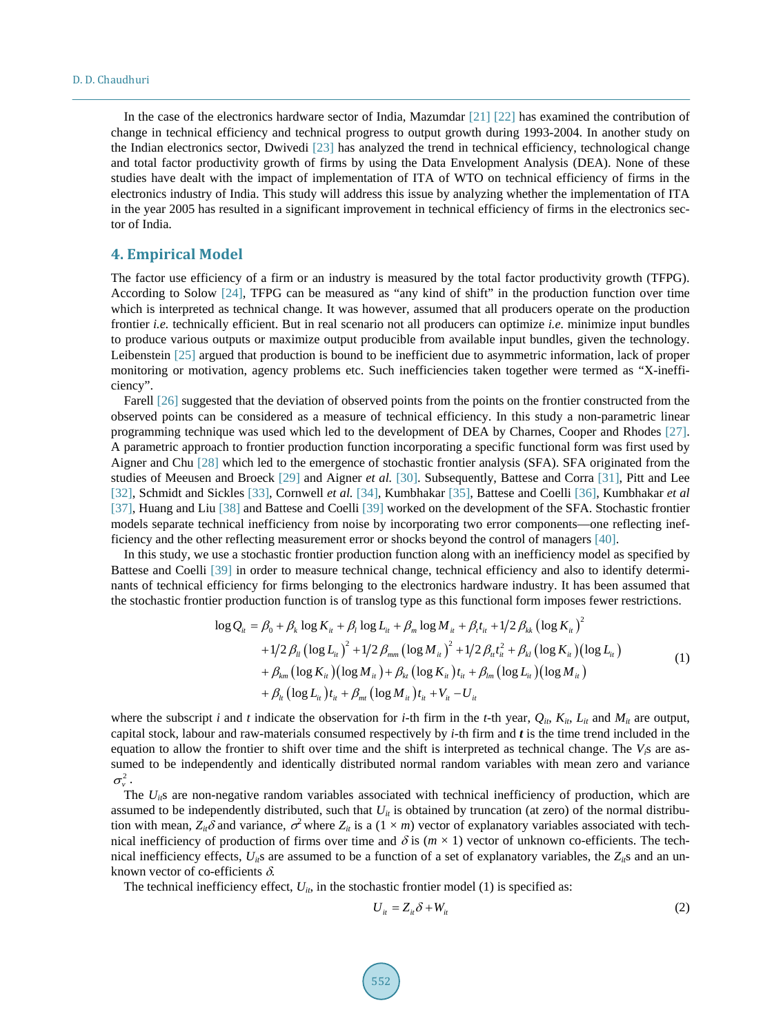In the case of the electronics hardware sector of India, Mazumdar [21] [22] has examined the contribution of change in technical efficiency and technical progress to output growth during 1993-2004. In another study on the Indian electronics sector, Dwivedi [23] has analyzed the trend in technical efficiency, technological change and total factor productivity growth of firms by using the Data Envelopment Analysis (DEA). None of these studies have dealt with the impact of implementation of ITA of WTO on technical efficiency of firms in the electronics industry of India. This study will address this issue by analyzing whether the implementation of ITA in the year 2005 has resulted in a significant improvement in technical efficiency of firms in the electronics sector of India.

## 4. Empirical Model

The factor use efficiency of a firm or an industry is measured by the total factor productivity growth (TFPG). According to Solow [24], TFPG can be measured as "any kind of shift" in the production function over time which is interpreted as technical change. It was however, assumed that all producers operate on the production frontier *i.e.* technically efficient. But in real scenario not all producers can optimize *i.e.* minimize input bundles to produce various outputs or maximize output producible from available input bundles, given the technology. Leibenstein [25] argued that production is bound to be inefficient due to asymmetric information, lack of proper monitoring or motivation, agency problems etc. Such inefficiencies taken together were termed as "X-inefficiency".

Farell [26] suggested that the deviation of observed points from the points on the frontier constructed from the observed points can be considered as a measure of technical efficiency. In this study a non-parametric linear programming technique was used which led to the development of DEA by Charnes, Cooper and Rhodes [27]. A parametric approach to frontier production function incorporating a specific functional form was first used by Aigner and Chu [28] which led to the emergence of stochastic frontier analysis (SFA). SFA originated from the studies of Meeusen and Broeck [29] and Aigner *et al.* [30]. Subsequently, Battese and Corra [31], Pitt and Lee [32], Schmidt and Sickles [33], Cornwell *et al.* [34], Kumbhakar [35], Battese and Coelli [36], Kumbhakar *et al* [37], Huang and Liu [38] and Battese and Coelli [39] worked on the development of the SFA. Stochastic frontier models separate technical inefficiency from noise by incorporating two error components—one reflecting inefficiency and the other reflecting measurement error or shocks beyond the control of managers [40].

In this study, we use a stochastic frontier production function along with an inefficiency model as specified by Battese and Coelli [39] in order to measure technical change, technical efficiency and also to identify determinants of technical efficiency for firms belonging to the electronics hardware industry. It has been assumed that the stochastic frontier production function is of translog type as this functional form imposes fewer restrictions.

$$
\begin{aligned}
\log Q_{it} = {} & \beta_0 + \beta_k \log K_{it} + \beta_l \log L_{it} + \beta_m \log M_{it} + \beta_t t_{it} + 1/2\,\beta_{kk}\left(\log K_{it}\right)^2 \\
& + 1/2\,\beta_{ll}\left(\log L_{it}\right)^2 + 1/2\,\beta_{mm}\left(\log M_{it}\right)^2 + 1/2\,\beta_{tt} t_{it}^2 + \beta_{kl}\left(\log K_{it}\right)\left(\log L_{it}\right) \\
& + \beta_{km}\left(\log K_{it}\right)\left(\log M_{it}\right) + \beta_{kt}\left(\log K_{it}\right) t_{it} + \beta_{lm}\left(\log L_{it}\right)\left(\log M_{it}\right) \\
& + \beta_{lt}\left(\log L_{it}\right) t_{it} + \beta_{mt}\left(\log M_{it}\right) t_{it} + V_{it} - U_{it}
\end{aligned}
\tag{1}
$$

where the subscript $i$ and $t$ indicate the observation for $i$-th firm in the $t$-th year, $Q_{it}$, $K_{it}$, $L_{it}$ and $M_{it}$ are output, capital stock, labour and raw-materials consumed respectively by $i$-th firm and $t$ is the time trend included in the equation to allow the frontier to shift over time and the shift is interpreted as technical change. The $V_i$s are assumed to be independently and identically distributed normal random variables with mean zero and variance $\sigma_v^2$.

The $U_{it}$s are non-negative random variables associated with technical inefficiency of production, which are assumed to be independently distributed, such that $U_{it}$ is obtained by truncation (at zero) of the normal distribution with mean, $Z_{it}\delta$ and variance, $\sigma^2$ where $Z_{it}$ is a $(1 \times m)$ vector of explanatory variables associated with technical inefficiency of production of firms over time and $\delta$ is $(m \times 1)$ vector of unknown co-efficients. The technical inefficiency effects, $U_{it}$s are assumed to be a function of a set of explanatory variables, the $Z_{it}$s and an unknown vector of co-efficients $\delta$.

The technical inefficiency effect, $U_{it}$, in the stochastic frontier model (1) is specified as:

$$
U_{it} = Z_{it}\delta + W_{it} \tag{2}
$$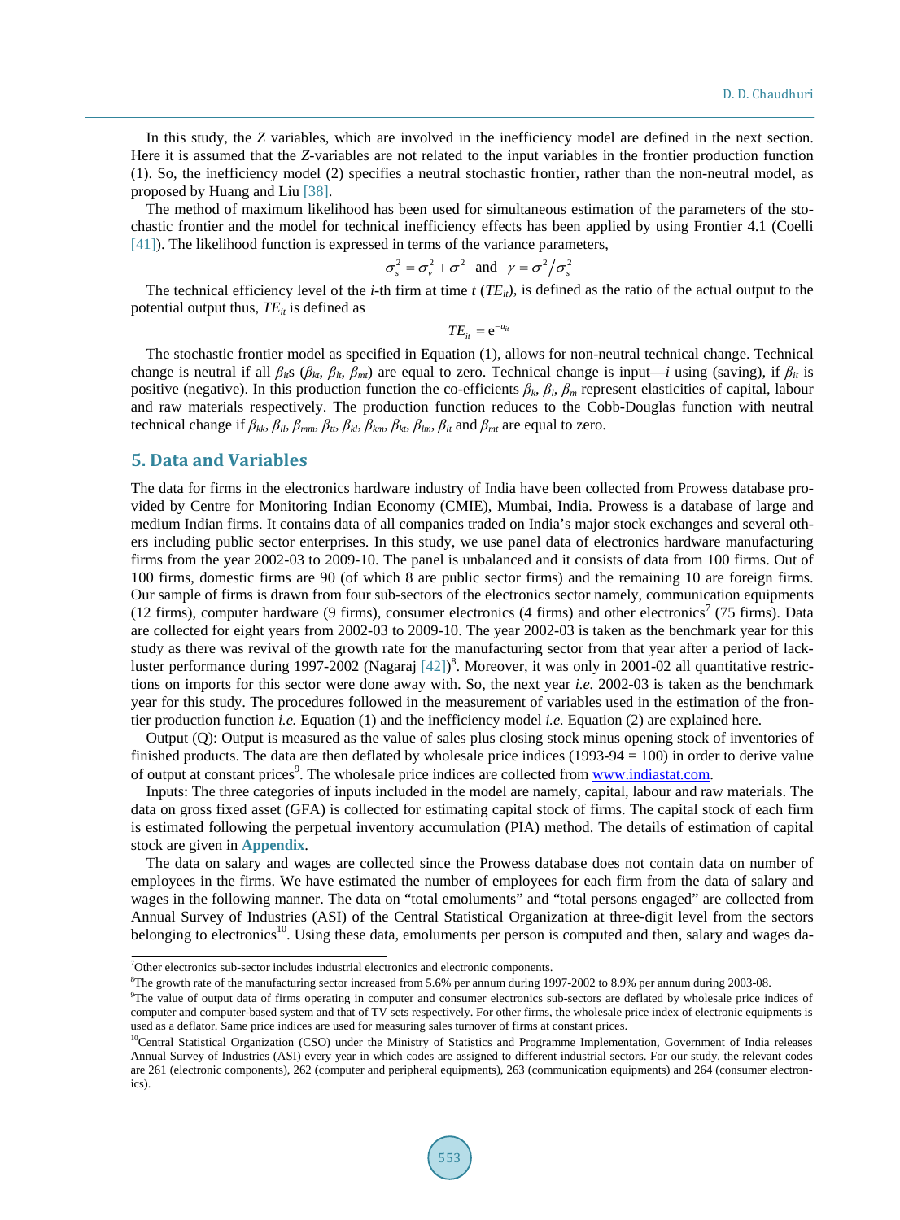In this study, the *Z* variables, which are involved in the inefficiency model are defined in the next section. Here it is assumed that the *Z*-variables are not related to the input variables in the frontier production function (1). So, the inefficiency model (2) specifies a neutral stochastic frontier, rather than the non-neutral model, as proposed by Huang and Liu [38].

The method of maximum likelihood has been used for simultaneous estimation of the parameters of the stochastic frontier and the model for technical inefficiency effects has been applied by using Frontier 4.1 (Coelli [41]). The likelihood function is expressed in terms of the variance parameters,

$$\sigma_s^2 = \sigma_v^2 + \sigma^2 \quad \text{and} \quad \gamma = \sigma^2 / \sigma_s^2$$

The technical efficiency level of the *i*-th firm at time *t* ($TE_{it}$), is defined as the ratio of the actual output to the potential output thus, $TE_{it}$ is defined as

$$TE_{it} = e^{-u_{it}}$$

The stochastic frontier model as specified in Equation (1), allows for non-neutral technical change. Technical change is neutral if all $\beta_{it}$s ($\beta_{kt}$, $\beta_{lt}$, $\beta_{mt}$) are equal to zero. Technical change is input—*i* using (saving), if $\beta_{it}$ is positive (negative). In this production function the co-efficients $\beta_k$, $\beta_l$, $\beta_m$ represent elasticities of capital, labour and raw materials respectively. The production function reduces to the Cobb-Douglas function with neutral technical change if $\beta_{kk}$, $\beta_{ll}$, $\beta_{mm}$, $\beta_{tt}$, $\beta_{kl}$, $\beta_{km}$, $\beta_{kt}$, $\beta_{lm}$, $\beta_{lt}$ and $\beta_{mt}$ are equal to zero.

## 5. Data and Variables

The data for firms in the electronics hardware industry of India have been collected from Prowess database provided by Centre for Monitoring Indian Economy (CMIE), Mumbai, India. Prowess is a database of large and medium Indian firms. It contains data of all companies traded on India's major stock exchanges and several others including public sector enterprises. In this study, we use panel data of electronics hardware manufacturing firms from the year 2002-03 to 2009-10. The panel is unbalanced and it consists of data from 100 firms. Out of 100 firms, domestic firms are 90 (of which 8 are public sector firms) and the remaining 10 are foreign firms. Our sample of firms is drawn from four sub-sectors of the electronics sector namely, communication equipments (12 firms), computer hardware (9 firms), consumer electronics (4 firms) and other electronics[7] (75 firms). Data are collected for eight years from 2002-03 to 2009-10. The year 2002-03 is taken as the benchmark year for this study as there was revival of the growth rate for the manufacturing sector from that year after a period of lackluster performance during 1997-2002 (Nagaraj [42])[8]. Moreover, it was only in 2001-02 all quantitative restrictions on imports for this sector were done away with. So, the next year *i.e.* 2002-03 is taken as the benchmark year for this study. The procedures followed in the measurement of variables used in the estimation of the frontier production function *i.e.* Equation (1) and the inefficiency model *i.e.* Equation (2) are explained here.

Output (Q): Output is measured as the value of sales plus closing stock minus opening stock of inventories of finished products. The data are then deflated by wholesale price indices (1993-94 = 100) in order to derive value of output at constant prices[9]. The wholesale price indices are collected from www.indiastat.com.

Inputs: The three categories of inputs included in the model are namely, capital, labour and raw materials. The data on gross fixed asset (GFA) is collected for estimating capital stock of firms. The capital stock of each firm is estimated following the perpetual inventory accumulation (PIA) method. The details of estimation of capital stock are given in **Appendix**.

The data on salary and wages are collected since the Prowess database does not contain data on number of employees in the firms. We have estimated the number of employees for each firm from the data of salary and wages in the following manner. The data on "total emoluments" and "total persons engaged" are collected from Annual Survey of Industries (ASI) of the Central Statistical Organization at three-digit level from the sectors belonging to electronics[10]. Using these data, emoluments per person is computed and then, salary and wages da-

---

[7]Other electronics sub-sector includes industrial electronics and electronic components.

[8]The growth rate of the manufacturing sector increased from 5.6% per annum during 1997-2002 to 8.9% per annum during 2003-08.

[9]The value of output data of firms operating in computer and consumer electronics sub-sectors are deflated by wholesale price indices of computer and computer-based system and that of TV sets respectively. For other firms, the wholesale price index of electronic equipments is used as a deflator. Same price indices are used for measuring sales turnover of firms at constant prices.

[10]Central Statistical Organization (CSO) under the Ministry of Statistics and Programme Implementation, Government of India releases Annual Survey of Industries (ASI) every year in which codes are assigned to different industrial sectors. For our study, the relevant codes are 261 (electronic components), 262 (computer and peripheral equipments), 263 (communication equipments) and 264 (consumer electronics).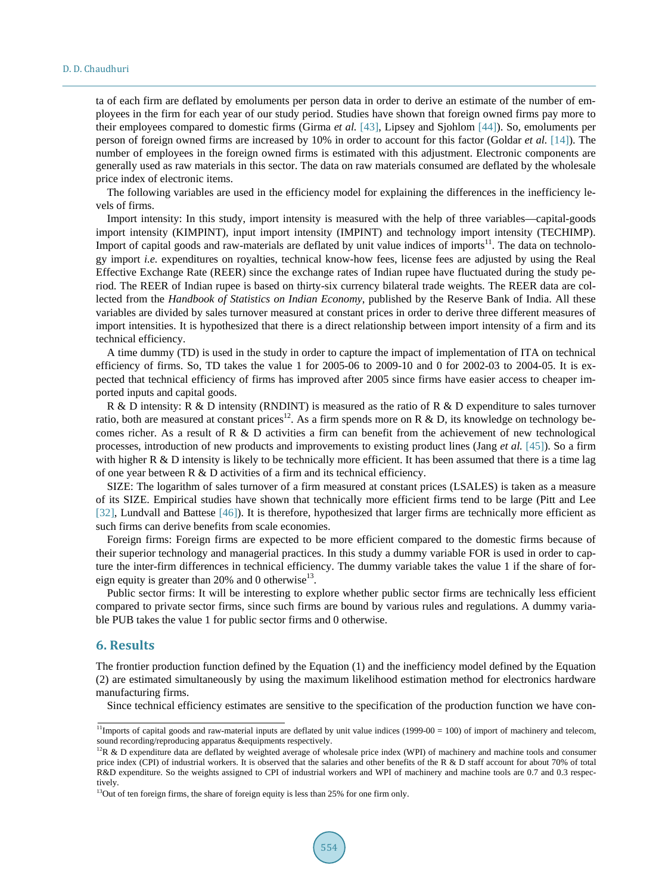ta of each firm are deflated by emoluments per person data in order to derive an estimate of the number of employees in the firm for each year of our study period. Studies have shown that foreign owned firms pay more to their employees compared to domestic firms (Girma *et al.* [43], Lipsey and Sjoholm [44]). So, emoluments per person of foreign owned firms are increased by 10% in order to account for this factor (Goldar *et al.* [14]). The number of employees in the foreign owned firms is estimated with this adjustment. Electronic components are generally used as raw materials in this sector. The data on raw materials consumed are deflated by the wholesale price index of electronic items.

The following variables are used in the efficiency model for explaining the differences in the inefficiency levels of firms.

Import intensity: In this study, import intensity is measured with the help of three variables—capital-goods import intensity (KIMPINT), input import intensity (IMPINT) and technology import intensity (TECHIMP). Import of capital goods and raw-materials are deflated by unit value indices of imports[11]. The data on technology import *i.e.* expenditures on royalties, technical know-how fees, license fees are adjusted by using the Real Effective Exchange Rate (REER) since the exchange rates of Indian rupee have fluctuated during the study period. The REER of Indian rupee is based on thirty-six currency bilateral trade weights. The REER data are collected from the *Handbook of Statistics on Indian Economy*, published by the Reserve Bank of India. All these variables are divided by sales turnover measured at constant prices in order to derive three different measures of import intensities. It is hypothesized that there is a direct relationship between import intensity of a firm and its technical efficiency.

A time dummy (TD) is used in the study in order to capture the impact of implementation of ITA on technical efficiency of firms. So, TD takes the value 1 for 2005-06 to 2009-10 and 0 for 2002-03 to 2004-05. It is expected that technical efficiency of firms has improved after 2005 since firms have easier access to cheaper imported inputs and capital goods.

R & D intensity: R & D intensity (RNDINT) is measured as the ratio of R & D expenditure to sales turnover ratio, both are measured at constant prices[12]. As a firm spends more on R & D, its knowledge on technology becomes richer. As a result of R & D activities a firm can benefit from the achievement of new technological processes, introduction of new products and improvements to existing product lines (Jang *et al.* [45]). So a firm with higher R & D intensity is likely to be technically more efficient. It has been assumed that there is a time lag of one year between R & D activities of a firm and its technical efficiency.

SIZE: The logarithm of sales turnover of a firm measured at constant prices (LSALES) is taken as a measure of its SIZE. Empirical studies have shown that technically more efficient firms tend to be large (Pitt and Lee [32], Lundvall and Battese [46]). It is therefore, hypothesized that larger firms are technically more efficient as such firms can derive benefits from scale economies.

Foreign firms: Foreign firms are expected to be more efficient compared to the domestic firms because of their superior technology and managerial practices. In this study a dummy variable FOR is used in order to capture the inter-firm differences in technical efficiency. The dummy variable takes the value 1 if the share of foreign equity is greater than 20% and 0 otherwise[13].

Public sector firms: It will be interesting to explore whether public sector firms are technically less efficient compared to private sector firms, since such firms are bound by various rules and regulations. A dummy variable PUB takes the value 1 for public sector firms and 0 otherwise.

## 6. Results

The frontier production function defined by the Equation (1) and the inefficiency model defined by the Equation (2) are estimated simultaneously by using the maximum likelihood estimation method for electronics hardware manufacturing firms.

Since technical efficiency estimates are sensitive to the specification of the production function we have con-

---

[11]Imports of capital goods and raw-material inputs are deflated by unit value indices (1999-00 = 100) of import of machinery and telecom, sound recording/reproducing apparatus &equipments respectively.

[12]R & D expenditure data are deflated by weighted average of wholesale price index (WPI) of machinery and machine tools and consumer price index (CPI) of industrial workers. It is observed that the salaries and other benefits of the R & D staff account for about 70% of total R&D expenditure. So the weights assigned to CPI of industrial workers and WPI of machinery and machine tools are 0.7 and 0.3 respectively.

[13]Out of ten foreign firms, the share of foreign equity is less than 25% for one firm only.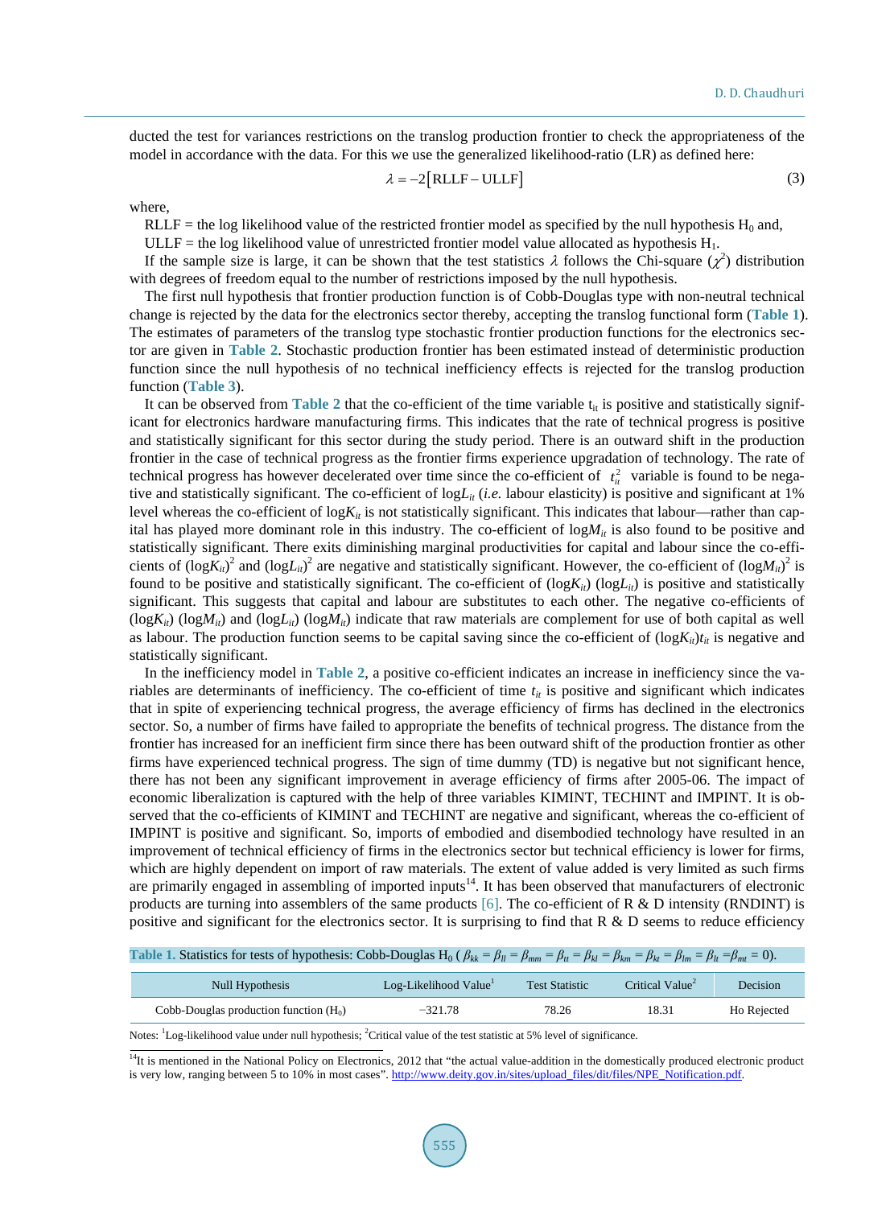ducted the test for variances restrictions on the translog production frontier to check the appropriateness of the model in accordance with the data. For this we use the generalized likelihood-ratio (LR) as defined here:

$$\lambda = -2\left[\text{RLLF} - \text{ULLF}\right] \quad (3)$$

where,

RLLF = the log likelihood value of the restricted frontier model as specified by the null hypothesis $H_0$ and,

ULLF = the log likelihood value of unrestricted frontier model value allocated as hypothesis $H_1$.

If the sample size is large, it can be shown that the test statistics $\lambda$ follows the Chi-square ($\chi^2$) distribution with degrees of freedom equal to the number of restrictions imposed by the null hypothesis.

The first null hypothesis that frontier production function is of Cobb-Douglas type with non-neutral technical change is rejected by the data for the electronics sector thereby, accepting the translog functional form (**Table 1**). The estimates of parameters of the translog type stochastic frontier production functions for the electronics sector are given in **Table 2**. Stochastic production frontier has been estimated instead of deterministic production function since the null hypothesis of no technical inefficiency effects is rejected for the translog production function (**Table 3**).

It can be observed from **Table 2** that the co-efficient of the time variable $t_{it}$ is positive and statistically significant for electronics hardware manufacturing firms. This indicates that the rate of technical progress is positive and statistically significant for this sector during the study period. There is an outward shift in the production frontier in the case of technical progress as the frontier firms experience upgradation of technology. The rate of technical progress has however decelerated over time since the co-efficient of $t_{it}^2$ variable is found to be negative and statistically significant. The co-efficient of $\log L_{it}$ (*i.e.* labour elasticity) is positive and significant at 1% level whereas the co-efficient of $\log K_{it}$ is not statistically significant. This indicates that labour—rather than capital has played more dominant role in this industry. The co-efficient of $\log M_{it}$ is also found to be positive and statistically significant. There exits diminishing marginal productivities for capital and labour since the co-efficients of $(\log K_{it})^2$ and $(\log L_{it})^2$ are negative and statistically significant. However, the co-efficient of $(\log M_{it})^2$ is found to be positive and statistically significant. The co-efficient of $(\log K_{it})(\log L_{it})$ is positive and statistically significant. This suggests that capital and labour are substitutes to each other. The negative co-efficients of $(\log K_{it})(\log M_{it})$ and $(\log L_{it})(\log M_{it})$ indicate that raw materials are complement for use of both capital as well as labour. The production function seems to be capital saving since the co-efficient of $(\log K_{it})t_{it}$ is negative and statistically significant.

In the inefficiency model in **Table 2**, a positive co-efficient indicates an increase in inefficiency since the variables are determinants of inefficiency. The co-efficient of time $t_{it}$ is positive and significant which indicates that in spite of experiencing technical progress, the average efficiency of firms has declined in the electronics sector. So, a number of firms have failed to appropriate the benefits of technical progress. The distance from the frontier has increased for an inefficient firm since there has been outward shift of the production frontier as other firms have experienced technical progress. The sign of time dummy (TD) is negative but not significant hence, there has not been any significant improvement in average efficiency of firms after 2005-06. The impact of economic liberalization is captured with the help of three variables KIMINT, TECHINT and IMPINT. It is observed that the co-efficients of KIMINT and TECHINT are negative and significant, whereas the co-efficient of IMPINT is positive and significant. So, imports of embodied and disembodied technology have resulted in an improvement of technical efficiency of firms in the electronics sector but technical efficiency is lower for firms, which are highly dependent on import of raw materials. The extent of value added is very limited as such firms are primarily engaged in assembling of imported inputs[14]. It has been observed that manufacturers of electronic products are turning into assemblers of the same products [6]. The co-efficient of R & D intensity (RNDINT) is positive and significant for the electronics sector. It is surprising to find that R & D seems to reduce efficiency

**Table 1.** Statistics for tests of hypothesis: Cobb-Douglas $H_0$ ($\beta_{kk} = \beta_{ll} = \beta_{mm} = \beta_{tt} = \beta_{kl} = \beta_{km} = \beta_{kt} = \beta_{lm} = \beta_{lt} = \beta_{mt} = 0$).

| Null Hypothesis | Log-Likelihood Value[1] | Test Statistic | Critical Value[2] | Decision |
|---|---|---|---|---|
| Cobb-Douglas production function ($H_0$) | −321.78 | 78.26 | 18.31 | Ho Rejected |

Notes: [1]Log-likelihood value under null hypothesis; [2]Critical value of the test statistic at 5% level of significance.

[14]It is mentioned in the National Policy on Electronics, 2012 that "the actual value-addition in the domestically produced electronic product is very low, ranging between 5 to 10% in most cases". http://www.deity.gov.in/sites/upload_files/dit/files/NPE_Notification.pdf.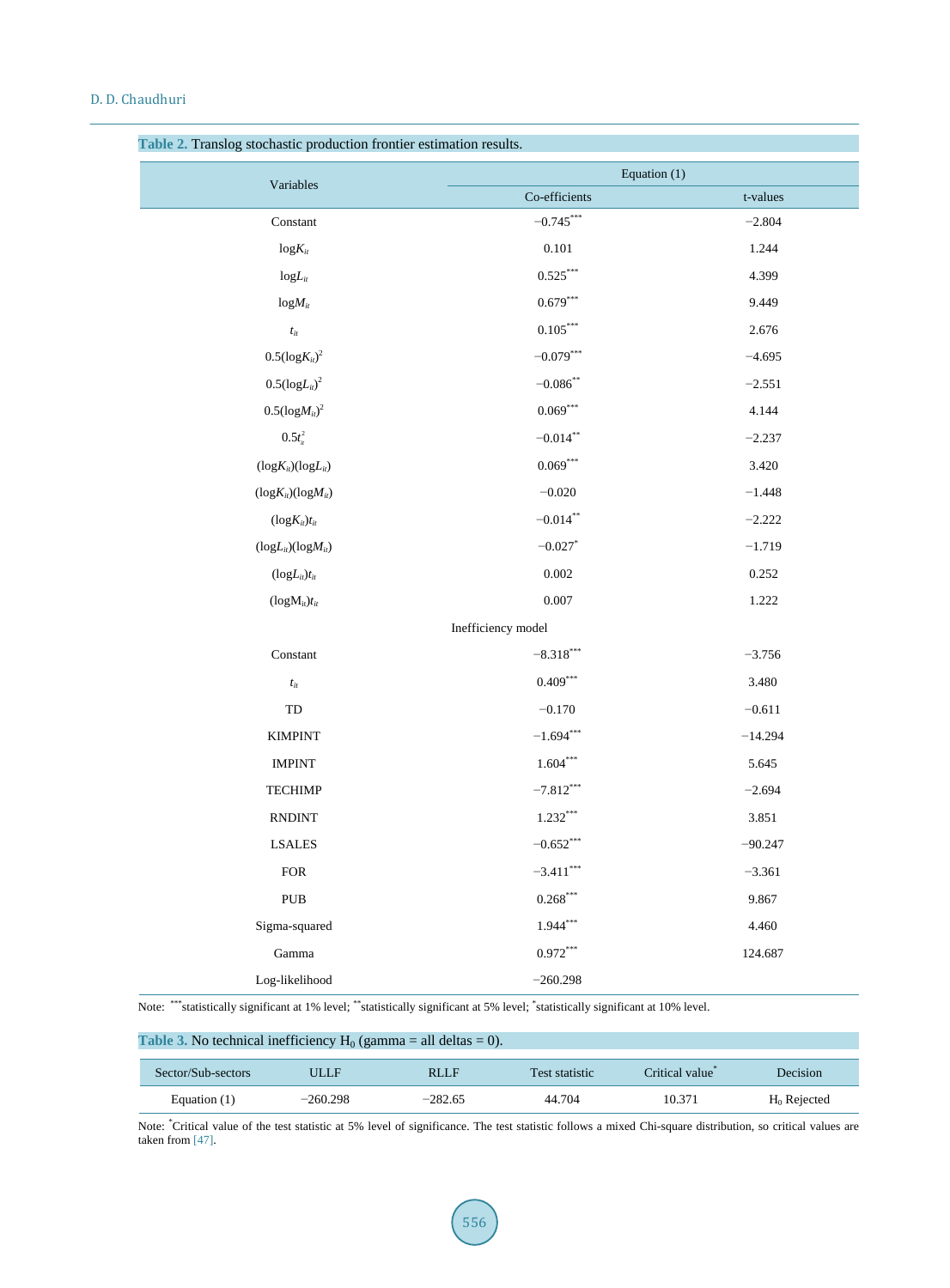**Table 2.** Translog stochastic production frontier estimation results.

| Variables | Equation (1) | |
|---|---|---|
| | Co-efficients | t-values |
| Constant | −0.745*** | −2.804 |
| $\log K_{it}$ | 0.101 | 1.244 |
| $\log L_{it}$ | 0.525*** | 4.399 |
| $\log M_{it}$ | 0.679*** | 9.449 |
| $t_{it}$ | 0.105*** | 2.676 |
| $0.5(\log K_{it})^2$ | −0.079*** | −4.695 |
| $0.5(\log L_{it})^2$ | −0.086** | −2.551 |
| $0.5(\log M_{it})^2$ | 0.069*** | 4.144 |
| $0.5t_{it}^2$ | −0.014** | −2.237 |
| $(\log K_{it})(\log L_{it})$ | 0.069*** | 3.420 |
| $(\log K_{it})(\log M_{it})$ | −0.020 | −1.448 |
| $(\log K_{it})t_{it}$ | −0.014** | −2.222 |
| $(\log L_{it})(\log M_{it})$ | −0.027* | −1.719 |
| $(\log L_{it})t_{it}$ | 0.002 | 0.252 |
| $(\log M_{it})t_{it}$ | 0.007 | 1.222 |
| | Inefficiency model | |
| Constant | −8.318*** | −3.756 |
| $t_{it}$ | 0.409*** | 3.480 |
| TD | −0.170 | −0.611 |
| KIMPINT | −1.694*** | −14.294 |
| IMPINT | 1.604*** | 5.645 |
| TECHIMP | −7.812*** | −2.694 |
| RNDINT | 1.232*** | 3.851 |
| LSALES | −0.652*** | −90.247 |
| FOR | −3.411*** | −3.361 |
| PUB | 0.268*** | 9.867 |
| Sigma-squared | 1.944*** | 4.460 |
| Gamma | 0.972*** | 124.687 |
| Log-likelihood | −260.298 | |

Note: ***statistically significant at 1% level; **statistically significant at 5% level; *statistically significant at 10% level.

**Table 3.** No technical inefficiency $H_0$ (gamma = all deltas = 0).

| Sector/Sub-sectors | ULLF | RLLF | Test statistic | Critical value* | Decision |
|---|---|---|---|---|---|
| Equation (1) | −260.298 | −282.65 | 44.704 | 10.371 | $H_0$ Rejected |

Note: *Critical value of the test statistic at 5% level of significance. The test statistic follows a mixed Chi-square distribution, so critical values are taken from [47].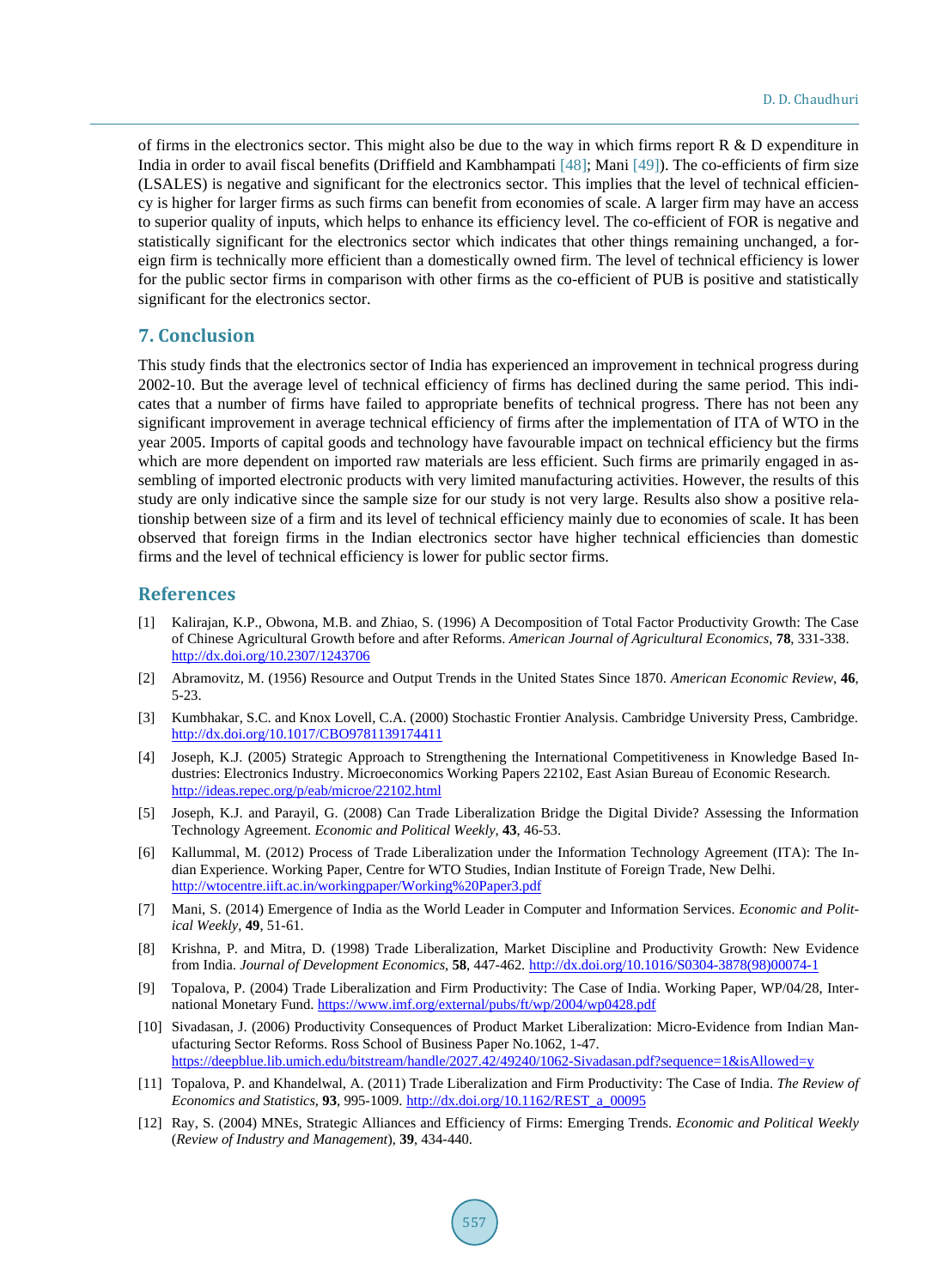of firms in the electronics sector. This might also be due to the way in which firms report R & D expenditure in India in order to avail fiscal benefits (Driffield and Kambhampati [48]; Mani [49]). The co-efficients of firm size (LSALES) is negative and significant for the electronics sector. This implies that the level of technical efficiency is higher for larger firms as such firms can benefit from economies of scale. A larger firm may have an access to superior quality of inputs, which helps to enhance its efficiency level. The co-efficient of FOR is negative and statistically significant for the electronics sector which indicates that other things remaining unchanged, a foreign firm is technically more efficient than a domestically owned firm. The level of technical efficiency is lower for the public sector firms in comparison with other firms as the co-efficient of PUB is positive and statistically significant for the electronics sector.

## 7. Conclusion

This study finds that the electronics sector of India has experienced an improvement in technical progress during 2002-10. But the average level of technical efficiency of firms has declined during the same period. This indicates that a number of firms have failed to appropriate benefits of technical progress. There has not been any significant improvement in average technical efficiency of firms after the implementation of ITA of WTO in the year 2005. Imports of capital goods and technology have favourable impact on technical efficiency but the firms which are more dependent on imported raw materials are less efficient. Such firms are primarily engaged in assembling of imported electronic products with very limited manufacturing activities. However, the results of this study are only indicative since the sample size for our study is not very large. Results also show a positive relationship between size of a firm and its level of technical efficiency mainly due to economies of scale. It has been observed that foreign firms in the Indian electronics sector have higher technical efficiencies than domestic firms and the level of technical efficiency is lower for public sector firms.

## References

[1] Kalirajan, K.P., Obwona, M.B. and Zhiao, S. (1996) A Decomposition of Total Factor Productivity Growth: The Case of Chinese Agricultural Growth before and after Reforms. *American Journal of Agricultural Economics*, **78**, 331-338. http://dx.doi.org/10.2307/1243706

[2] Abramovitz, M. (1956) Resource and Output Trends in the United States Since 1870. *American Economic Review*, **46**, 5-23.

[3] Kumbhakar, S.C. and Knox Lovell, C.A. (2000) Stochastic Frontier Analysis. Cambridge University Press, Cambridge. http://dx.doi.org/10.1017/CBO9781139174411

[4] Joseph, K.J. (2005) Strategic Approach to Strengthening the International Competitiveness in Knowledge Based Industries: Electronics Industry. Microeconomics Working Papers 22102, East Asian Bureau of Economic Research. http://ideas.repec.org/p/eab/microe/22102.html

[5] Joseph, K.J. and Parayil, G. (2008) Can Trade Liberalization Bridge the Digital Divide? Assessing the Information Technology Agreement. *Economic and Political Weekly*, **43**, 46-53.

[6] Kallummal, M. (2012) Process of Trade Liberalization under the Information Technology Agreement (ITA): The Indian Experience. Working Paper, Centre for WTO Studies, Indian Institute of Foreign Trade, New Delhi. http://wtocentre.iift.ac.in/workingpaper/Working%20Paper3.pdf

[7] Mani, S. (2014) Emergence of India as the World Leader in Computer and Information Services. *Economic and Political Weekly*, **49**, 51-61.

[8] Krishna, P. and Mitra, D. (1998) Trade Liberalization, Market Discipline and Productivity Growth: New Evidence from India. *Journal of Development Economics*, **58**, 447-462. http://dx.doi.org/10.1016/S0304-3878(98)00074-1

[9] Topalova, P. (2004) Trade Liberalization and Firm Productivity: The Case of India. Working Paper, WP/04/28, International Monetary Fund. https://www.imf.org/external/pubs/ft/wp/2004/wp0428.pdf

[10] Sivadasan, J. (2006) Productivity Consequences of Product Market Liberalization: Micro-Evidence from Indian Manufacturing Sector Reforms. Ross School of Business Paper No.1062, 1-47. https://deepblue.lib.umich.edu/bitstream/handle/2027.42/49240/1062-Sivadasan.pdf?sequence=1&isAllowed=y

[11] Topalova, P. and Khandelwal, A. (2011) Trade Liberalization and Firm Productivity: The Case of India. *The Review of Economics and Statistics*, **93**, 995-1009. http://dx.doi.org/10.1162/REST_a_00095

[12] Ray, S. (2004) MNEs, Strategic Alliances and Efficiency of Firms: Emerging Trends. *Economic and Political Weekly* (*Review of Industry and Management*), **39**, 434-440.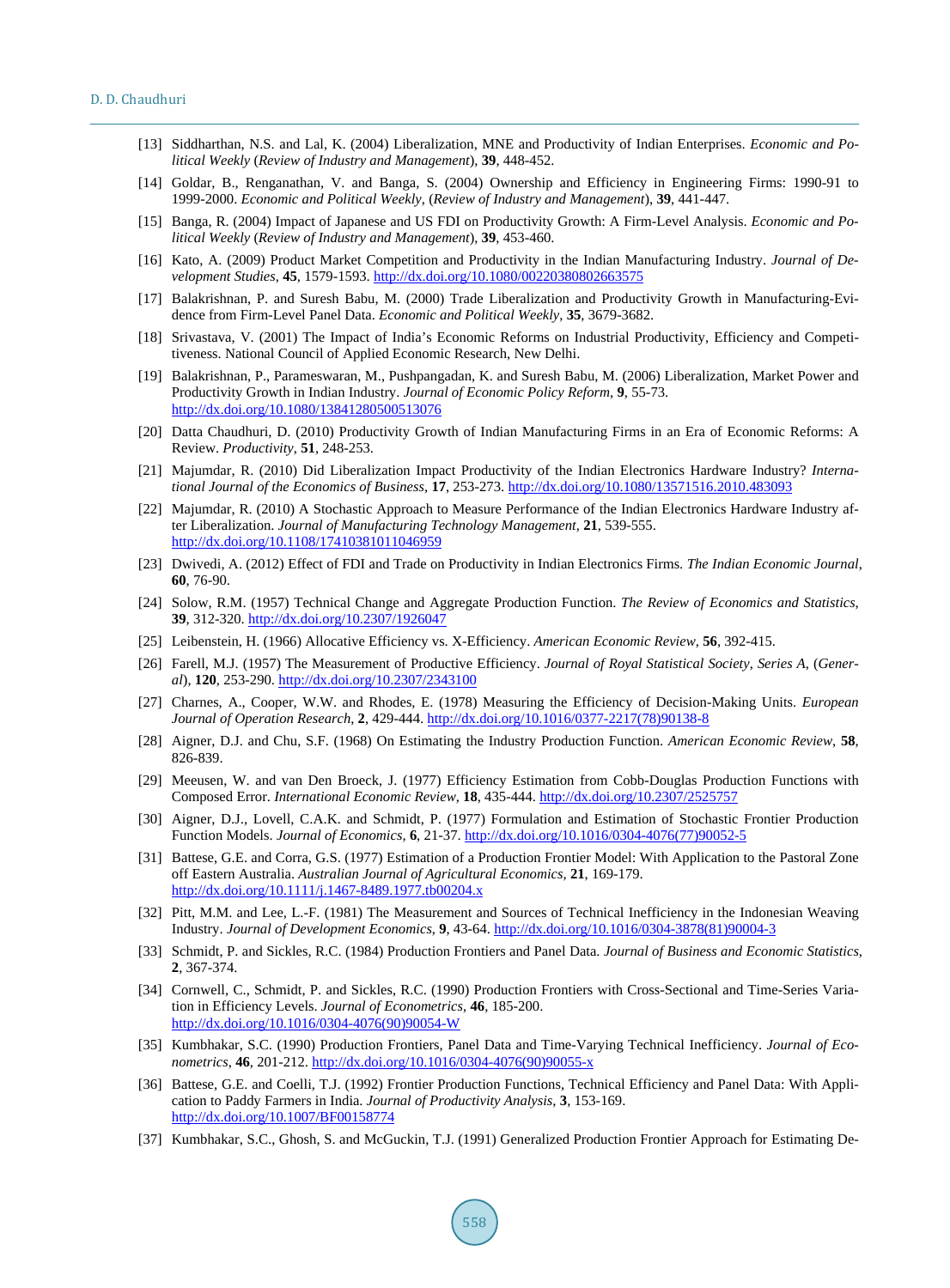[13] Siddharthan, N.S. and Lal, K. (2004) Liberalization, MNE and Productivity of Indian Enterprises. *Economic and Political Weekly* (*Review of Industry and Management*), **39**, 448-452.

[14] Goldar, B., Renganathan, V. and Banga, S. (2004) Ownership and Efficiency in Engineering Firms: 1990-91 to 1999-2000. *Economic and Political Weekly*, (*Review of Industry and Management*), **39**, 441-447.

[15] Banga, R. (2004) Impact of Japanese and US FDI on Productivity Growth: A Firm-Level Analysis. *Economic and Political Weekly* (*Review of Industry and Management*), **39**, 453-460.

[16] Kato, A. (2009) Product Market Competition and Productivity in the Indian Manufacturing Industry. *Journal of Development Studies*, **45**, 1579-1593. http://dx.doi.org/10.1080/00220380802663575

[17] Balakrishnan, P. and Suresh Babu, M. (2000) Trade Liberalization and Productivity Growth in Manufacturing-Evidence from Firm-Level Panel Data. *Economic and Political Weekly*, **35**, 3679-3682.

[18] Srivastava, V. (2001) The Impact of India's Economic Reforms on Industrial Productivity, Efficiency and Competitiveness. National Council of Applied Economic Research, New Delhi.

[19] Balakrishnan, P., Parameswaran, M., Pushpangadan, K. and Suresh Babu, M. (2006) Liberalization, Market Power and Productivity Growth in Indian Industry. *Journal of Economic Policy Reform*, **9**, 55-73. http://dx.doi.org/10.1080/13841280500513076

[20] Datta Chaudhuri, D. (2010) Productivity Growth of Indian Manufacturing Firms in an Era of Economic Reforms: A Review. *Productivity*, **51**, 248-253.

[21] Majumdar, R. (2010) Did Liberalization Impact Productivity of the Indian Electronics Hardware Industry? *International Journal of the Economics of Business*, **17**, 253-273. http://dx.doi.org/10.1080/13571516.2010.483093

[22] Majumdar, R. (2010) A Stochastic Approach to Measure Performance of the Indian Electronics Hardware Industry after Liberalization. *Journal of Manufacturing Technology Management*, **21**, 539-555. http://dx.doi.org/10.1108/17410381011046959

[23] Dwivedi, A. (2012) Effect of FDI and Trade on Productivity in Indian Electronics Firms. *The Indian Economic Journal*, **60**, 76-90.

[24] Solow, R.M. (1957) Technical Change and Aggregate Production Function. *The Review of Economics and Statistics*, **39**, 312-320. http://dx.doi.org/10.2307/1926047

[25] Leibenstein, H. (1966) Allocative Efficiency vs. X-Efficiency. *American Economic Review*, **56**, 392-415.

[26] Farell, M.J. (1957) The Measurement of Productive Efficiency. *Journal of Royal Statistical Society, Series A*, (*General*), **120**, 253-290. http://dx.doi.org/10.2307/2343100

[27] Charnes, A., Cooper, W.W. and Rhodes, E. (1978) Measuring the Efficiency of Decision-Making Units. *European Journal of Operation Research*, **2**, 429-444. http://dx.doi.org/10.1016/0377-2217(78)90138-8

[28] Aigner, D.J. and Chu, S.F. (1968) On Estimating the Industry Production Function. *American Economic Review*, **58**, 826-839.

[29] Meeusen, W. and van Den Broeck, J. (1977) Efficiency Estimation from Cobb-Douglas Production Functions with Composed Error. *International Economic Review*, **18**, 435-444. http://dx.doi.org/10.2307/2525757

[30] Aigner, D.J., Lovell, C.A.K. and Schmidt, P. (1977) Formulation and Estimation of Stochastic Frontier Production Function Models. *Journal of Economics*, **6**, 21-37. http://dx.doi.org/10.1016/0304-4076(77)90052-5

[31] Battese, G.E. and Corra, G.S. (1977) Estimation of a Production Frontier Model: With Application to the Pastoral Zone off Eastern Australia. *Australian Journal of Agricultural Economics*, **21**, 169-179. http://dx.doi.org/10.1111/j.1467-8489.1977.tb00204.x

[32] Pitt, M.M. and Lee, L.-F. (1981) The Measurement and Sources of Technical Inefficiency in the Indonesian Weaving Industry. *Journal of Development Economics*, **9**, 43-64. http://dx.doi.org/10.1016/0304-3878(81)90004-3

[33] Schmidt, P. and Sickles, R.C. (1984) Production Frontiers and Panel Data. *Journal of Business and Economic Statistics*, **2**, 367-374.

[34] Cornwell, C., Schmidt, P. and Sickles, R.C. (1990) Production Frontiers with Cross-Sectional and Time-Series Variation in Efficiency Levels. *Journal of Econometrics*, **46**, 185-200. http://dx.doi.org/10.1016/0304-4076(90)90054-W

[35] Kumbhakar, S.C. (1990) Production Frontiers, Panel Data and Time-Varying Technical Inefficiency. *Journal of Econometrics*, **46**, 201-212. http://dx.doi.org/10.1016/0304-4076(90)90055-x

[36] Battese, G.E. and Coelli, T.J. (1992) Frontier Production Functions, Technical Efficiency and Panel Data: With Application to Paddy Farmers in India. *Journal of Productivity Analysis*, **3**, 153-169. http://dx.doi.org/10.1007/BF00158774

[37] Kumbhakar, S.C., Ghosh, S. and McGuckin, T.J. (1991) Generalized Production Frontier Approach for Estimating De-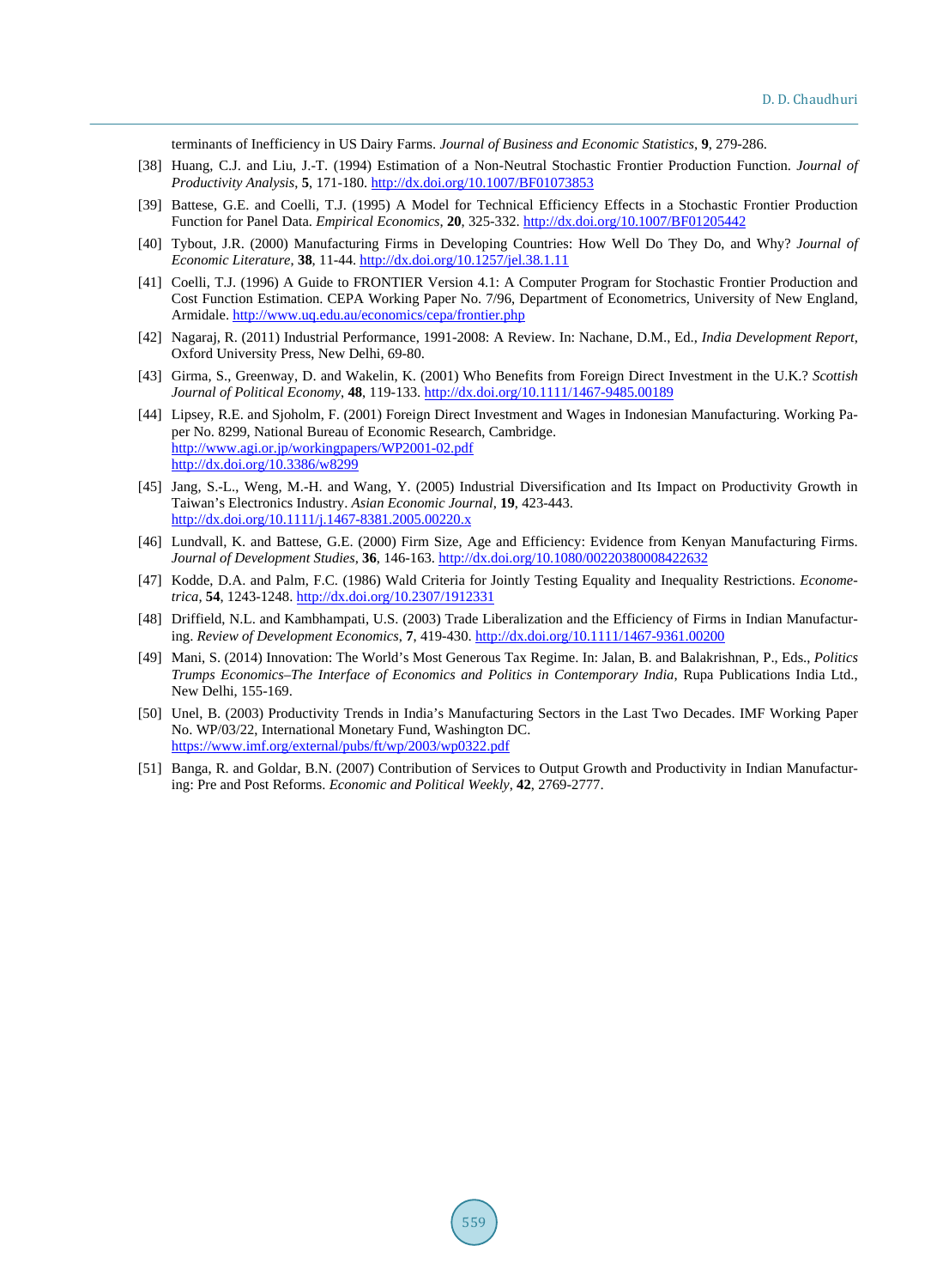terminants of Inefficiency in US Dairy Farms. *Journal of Business and Economic Statistics*, **9**, 279-286.

[38] Huang, C.J. and Liu, J.-T. (1994) Estimation of a Non-Neutral Stochastic Frontier Production Function. *Journal of Productivity Analysis*, **5**, 171-180. http://dx.doi.org/10.1007/BF01073853

[39] Battese, G.E. and Coelli, T.J. (1995) A Model for Technical Efficiency Effects in a Stochastic Frontier Production Function for Panel Data. *Empirical Economics*, **20**, 325-332. http://dx.doi.org/10.1007/BF01205442

[40] Tybout, J.R. (2000) Manufacturing Firms in Developing Countries: How Well Do They Do, and Why? *Journal of Economic Literature*, **38**, 11-44. http://dx.doi.org/10.1257/jel.38.1.11

[41] Coelli, T.J. (1996) A Guide to FRONTIER Version 4.1: A Computer Program for Stochastic Frontier Production and Cost Function Estimation. CEPA Working Paper No. 7/96, Department of Econometrics, University of New England, Armidale. http://www.uq.edu.au/economics/cepa/frontier.php

[42] Nagaraj, R. (2011) Industrial Performance, 1991-2008: A Review. In: Nachane, D.M., Ed., *India Development Report*, Oxford University Press, New Delhi, 69-80.

[43] Girma, S., Greenway, D. and Wakelin, K. (2001) Who Benefits from Foreign Direct Investment in the U.K.? *Scottish Journal of Political Economy*, **48**, 119-133. http://dx.doi.org/10.1111/1467-9485.00189

[44] Lipsey, R.E. and Sjoholm, F. (2001) Foreign Direct Investment and Wages in Indonesian Manufacturing. Working Paper No. 8299, National Bureau of Economic Research, Cambridge.
http://www.agi.or.jp/workingpapers/WP2001-02.pdf
http://dx.doi.org/10.3386/w8299

[45] Jang, S.-L., Weng, M.-H. and Wang, Y. (2005) Industrial Diversification and Its Impact on Productivity Growth in Taiwan's Electronics Industry. *Asian Economic Journal*, **19**, 423-443.
http://dx.doi.org/10.1111/j.1467-8381.2005.00220.x

[46] Lundvall, K. and Battese, G.E. (2000) Firm Size, Age and Efficiency: Evidence from Kenyan Manufacturing Firms. *Journal of Development Studies*, **36**, 146-163. http://dx.doi.org/10.1080/00220380008422632

[47] Kodde, D.A. and Palm, F.C. (1986) Wald Criteria for Jointly Testing Equality and Inequality Restrictions. *Econometrica*, **54**, 1243-1248. http://dx.doi.org/10.2307/1912331

[48] Driffield, N.L. and Kambhampati, U.S. (2003) Trade Liberalization and the Efficiency of Firms in Indian Manufacturing. *Review of Development Economics*, **7**, 419-430. http://dx.doi.org/10.1111/1467-9361.00200

[49] Mani, S. (2014) Innovation: The World's Most Generous Tax Regime. In: Jalan, B. and Balakrishnan, P., Eds., *Politics Trumps Economics–The Interface of Economics and Politics in Contemporary India*, Rupa Publications India Ltd., New Delhi, 155-169.

[50] Unel, B. (2003) Productivity Trends in India's Manufacturing Sectors in the Last Two Decades. IMF Working Paper No. WP/03/22, International Monetary Fund, Washington DC.
https://www.imf.org/external/pubs/ft/wp/2003/wp0322.pdf

[51] Banga, R. and Goldar, B.N. (2007) Contribution of Services to Output Growth and Productivity in Indian Manufacturing: Pre and Post Reforms. *Economic and Political Weekly*, **42**, 2769-2777.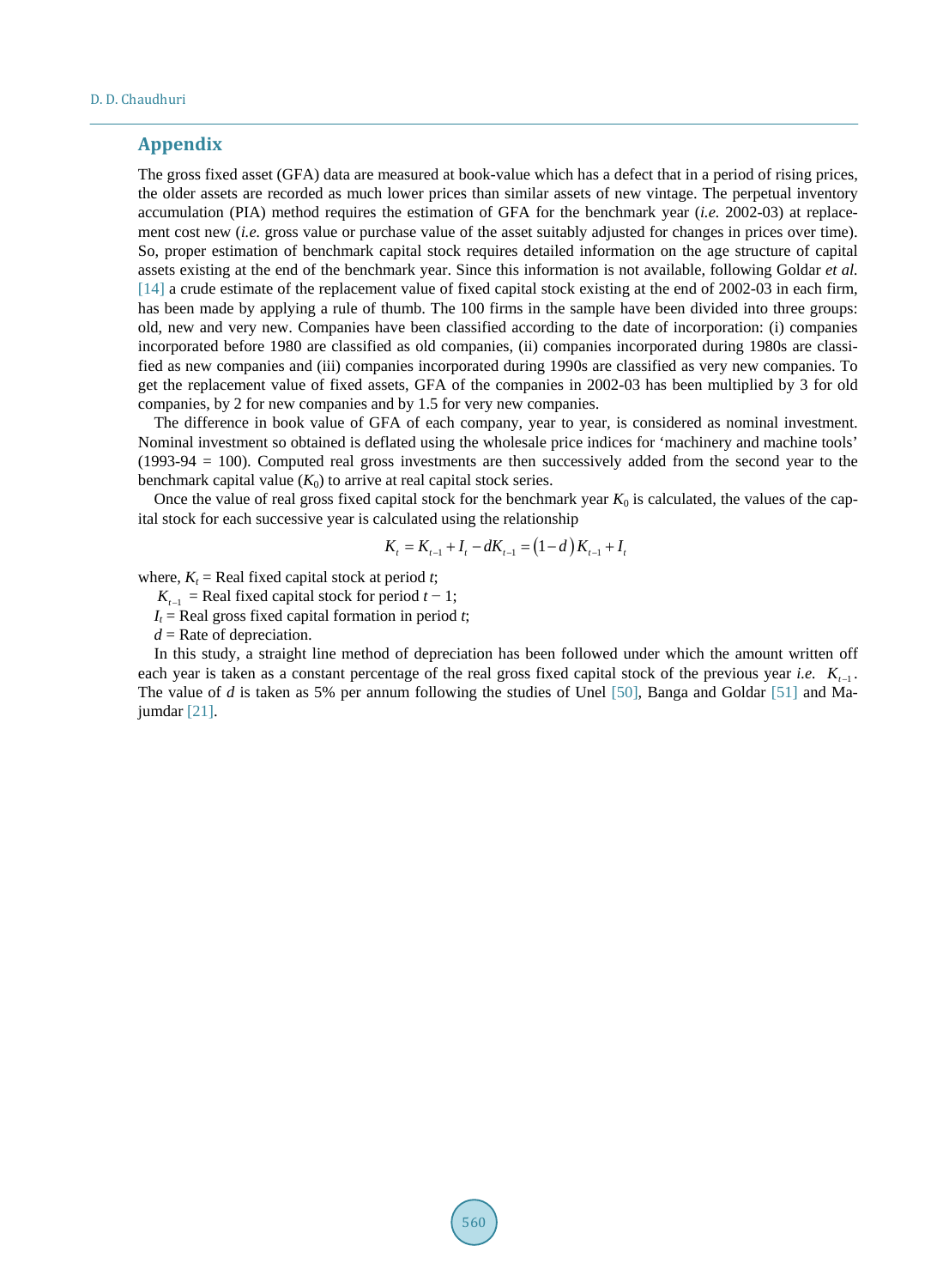## Appendix

The gross fixed asset (GFA) data are measured at book-value which has a defect that in a period of rising prices, the older assets are recorded as much lower prices than similar assets of new vintage. The perpetual inventory accumulation (PIA) method requires the estimation of GFA for the benchmark year (*i.e.* 2002-03) at replacement cost new (*i.e.* gross value or purchase value of the asset suitably adjusted for changes in prices over time). So, proper estimation of benchmark capital stock requires detailed information on the age structure of capital assets existing at the end of the benchmark year. Since this information is not available, following Goldar *et al.* [14] a crude estimate of the replacement value of fixed capital stock existing at the end of 2002-03 in each firm, has been made by applying a rule of thumb. The 100 firms in the sample have been divided into three groups: old, new and very new. Companies have been classified according to the date of incorporation: (i) companies incorporated before 1980 are classified as old companies, (ii) companies incorporated during 1980s are classified as new companies and (iii) companies incorporated during 1990s are classified as very new companies. To get the replacement value of fixed assets, GFA of the companies in 2002-03 has been multiplied by 3 for old companies, by 2 for new companies and by 1.5 for very new companies.

The difference in book value of GFA of each company, year to year, is considered as nominal investment. Nominal investment so obtained is deflated using the wholesale price indices for 'machinery and machine tools' (1993-94 = 100). Computed real gross investments are then successively added from the second year to the benchmark capital value ($K_0$) to arrive at real capital stock series.

Once the value of real gross fixed capital stock for the benchmark year $K_0$ is calculated, the values of the capital stock for each successive year is calculated using the relationship

$$K_t = K_{t-1} + I_t - dK_{t-1} = (1-d)K_{t-1} + I_t$$

where, $K_t$ = Real fixed capital stock at period $t$;

$K_{t-1}$ = Real fixed capital stock for period $t-1$;

$I_t$ = Real gross fixed capital formation in period $t$;

$d$ = Rate of depreciation.

In this study, a straight line method of depreciation has been followed under which the amount written off each year is taken as a constant percentage of the real gross fixed capital stock of the previous year *i.e.* $K_{t-1}$. The value of $d$ is taken as 5% per annum following the studies of Unel [50], Banga and Goldar [51] and Majumdar [21].